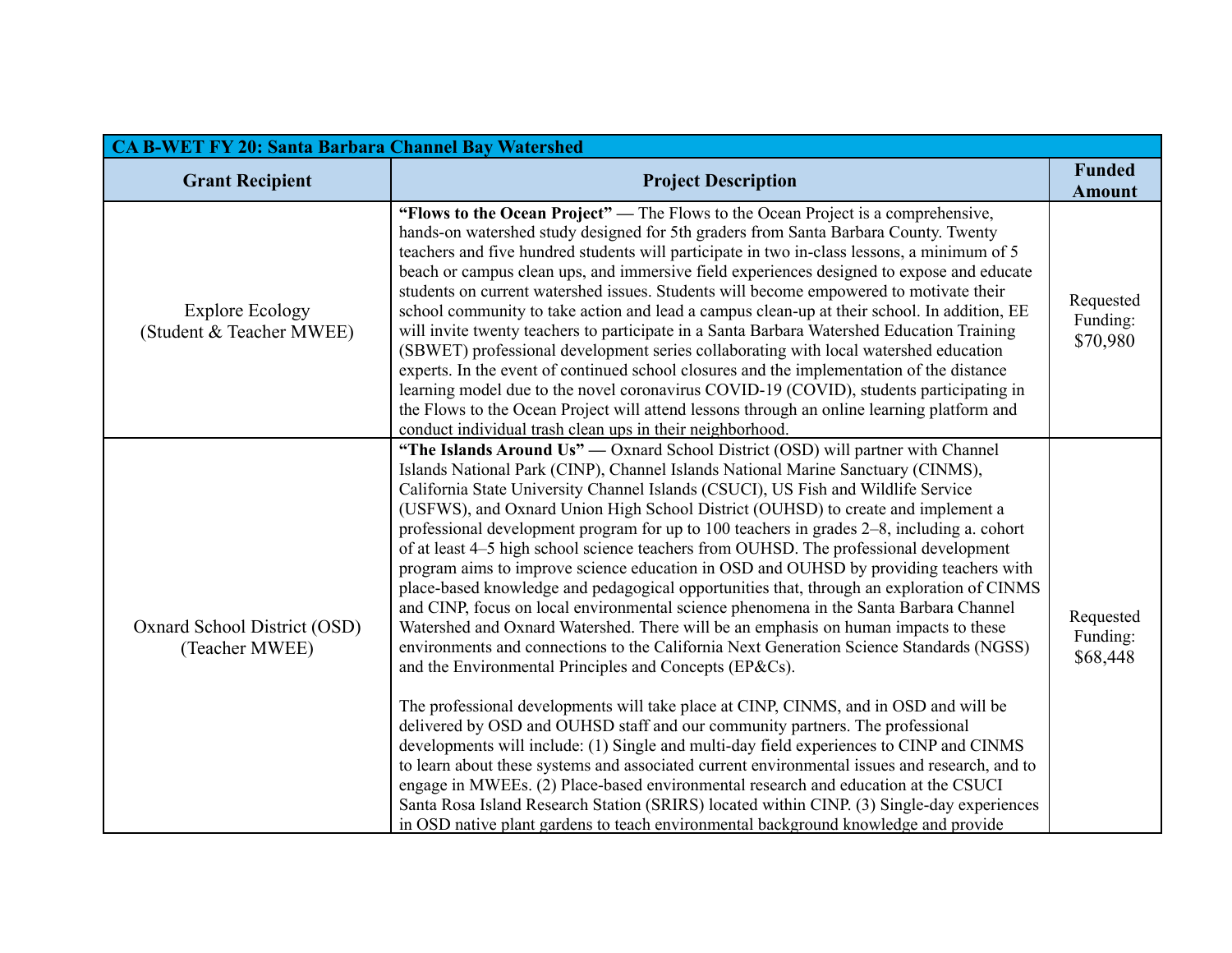| CA B-WET FY 20: Santa Barbara Channel Bay Watershed | | |
|---|---|---|
| **Grant Recipient** | **Project Description** | **Funded Amount** |
| Explore Ecology (Student & Teacher MWEE) | **"Flows to the Ocean Project"** — The Flows to the Ocean Project is a comprehensive, hands-on watershed study designed for 5th graders from Santa Barbara County. Twenty teachers and five hundred students will participate in two in-class lessons, a minimum of 5 beach or campus clean ups, and immersive field experiences designed to expose and educate students on current watershed issues. Students will become empowered to motivate their school community to take action and lead a campus clean-up at their school. In addition, EE will invite twenty teachers to participate in a Santa Barbara Watershed Education Training (SBWET) professional development series collaborating with local watershed education experts. In the event of continued school closures and the implementation of the distance learning model due to the novel coronavirus COVID-19 (COVID), students participating in the Flows to the Ocean Project will attend lessons through an online learning platform and conduct individual trash clean ups in their neighborhood. | Requested Funding: $70,980 |
| Oxnard School District (OSD) (Teacher MWEE) | **"The Islands Around Us"** — Oxnard School District (OSD) will partner with Channel Islands National Park (CINP), Channel Islands National Marine Sanctuary (CINMS), California State University Channel Islands (CSUCI), US Fish and Wildlife Service (USFWS), and Oxnard Union High School District (OUHSD) to create and implement a professional development program for up to 100 teachers in grades 2–8, including a. cohort of at least 4–5 high school science teachers from OUHSD. The professional development program aims to improve science education in OSD and OUHSD by providing teachers with place-based knowledge and pedagogical opportunities that, through an exploration of CINMS and CINP, focus on local environmental science phenomena in the Santa Barbara Channel Watershed and Oxnard Watershed. There will be an emphasis on human impacts to these environments and connections to the California Next Generation Science Standards (NGSS) and the Environmental Principles and Concepts (EP&Cs).<br><br>The professional developments will take place at CINP, CINMS, and in OSD and will be delivered by OSD and OUHSD staff and our community partners. The professional developments will include: (1) Single and multi-day field experiences to CINP and CINMS to learn about these systems and associated current environmental issues and research, and to engage in MWEEs. (2) Place-based environmental research and education at the CSUCI Santa Rosa Island Research Station (SRIRS) located within CINP. (3) Single-day experiences in OSD native plant gardens to teach environmental background knowledge and provide | Requested Funding: $68,448 |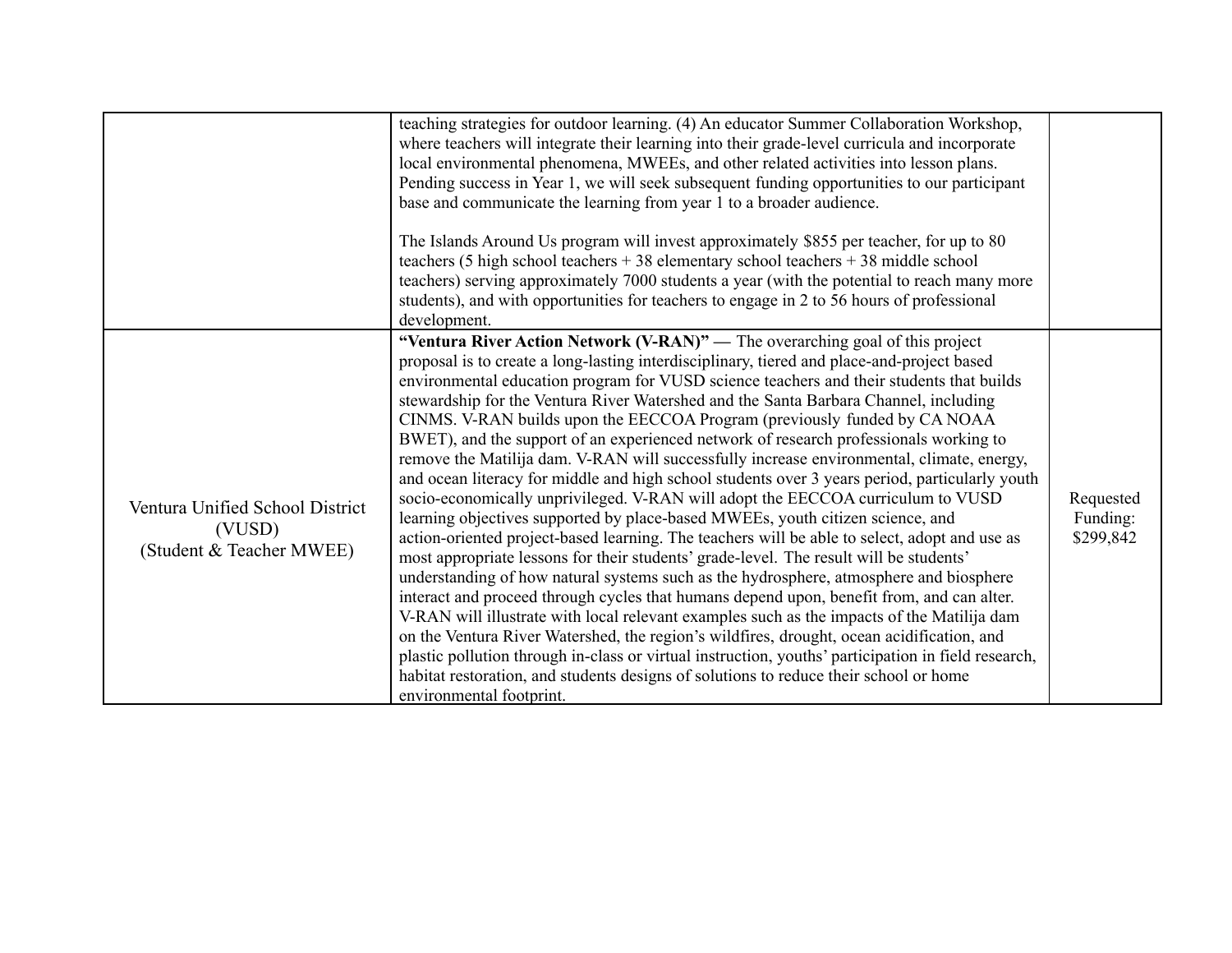| | | |
|---|---|---|
| | teaching strategies for outdoor learning. (4) An educator Summer Collaboration Workshop, where teachers will integrate their learning into their grade-level curricula and incorporate local environmental phenomena, MWEEs, and other related activities into lesson plans. Pending success in Year 1, we will seek subsequent funding opportunities to our participant base and communicate the learning from year 1 to a broader audience.<br><br>The Islands Around Us program will invest approximately $855 per teacher, for up to 80 teachers (5 high school teachers + 38 elementary school teachers + 38 middle school teachers) serving approximately 7000 students a year (with the potential to reach many more students), and with opportunities for teachers to engage in 2 to 56 hours of professional development. | |
| Ventura Unified School District (VUSD) (Student & Teacher MWEE) | **"Ventura River Action Network (V-RAN)" —** The overarching goal of this project proposal is to create a long-lasting interdisciplinary, tiered and place-and-project based environmental education program for VUSD science teachers and their students that builds stewardship for the Ventura River Watershed and the Santa Barbara Channel, including CINMS. V-RAN builds upon the EECCOA Program (previously funded by CA NOAA BWET), and the support of an experienced network of research professionals working to remove the Matilija dam. V-RAN will successfully increase environmental, climate, energy, and ocean literacy for middle and high school students over 3 years period, particularly youth socio-economically unprivileged. V-RAN will adopt the EECCOA curriculum to VUSD learning objectives supported by place-based MWEEs, youth citizen science, and action-oriented project-based learning. The teachers will be able to select, adopt and use as most appropriate lessons for their students' grade-level. The result will be students' understanding of how natural systems such as the hydrosphere, atmosphere and biosphere interact and proceed through cycles that humans depend upon, benefit from, and can alter. V-RAN will illustrate with local relevant examples such as the impacts of the Matilija dam on the Ventura River Watershed, the region's wildfires, drought, ocean acidification, and plastic pollution through in-class or virtual instruction, youths' participation in field research, habitat restoration, and students designs of solutions to reduce their school or home environmental footprint. | Requested Funding: $299,842 |